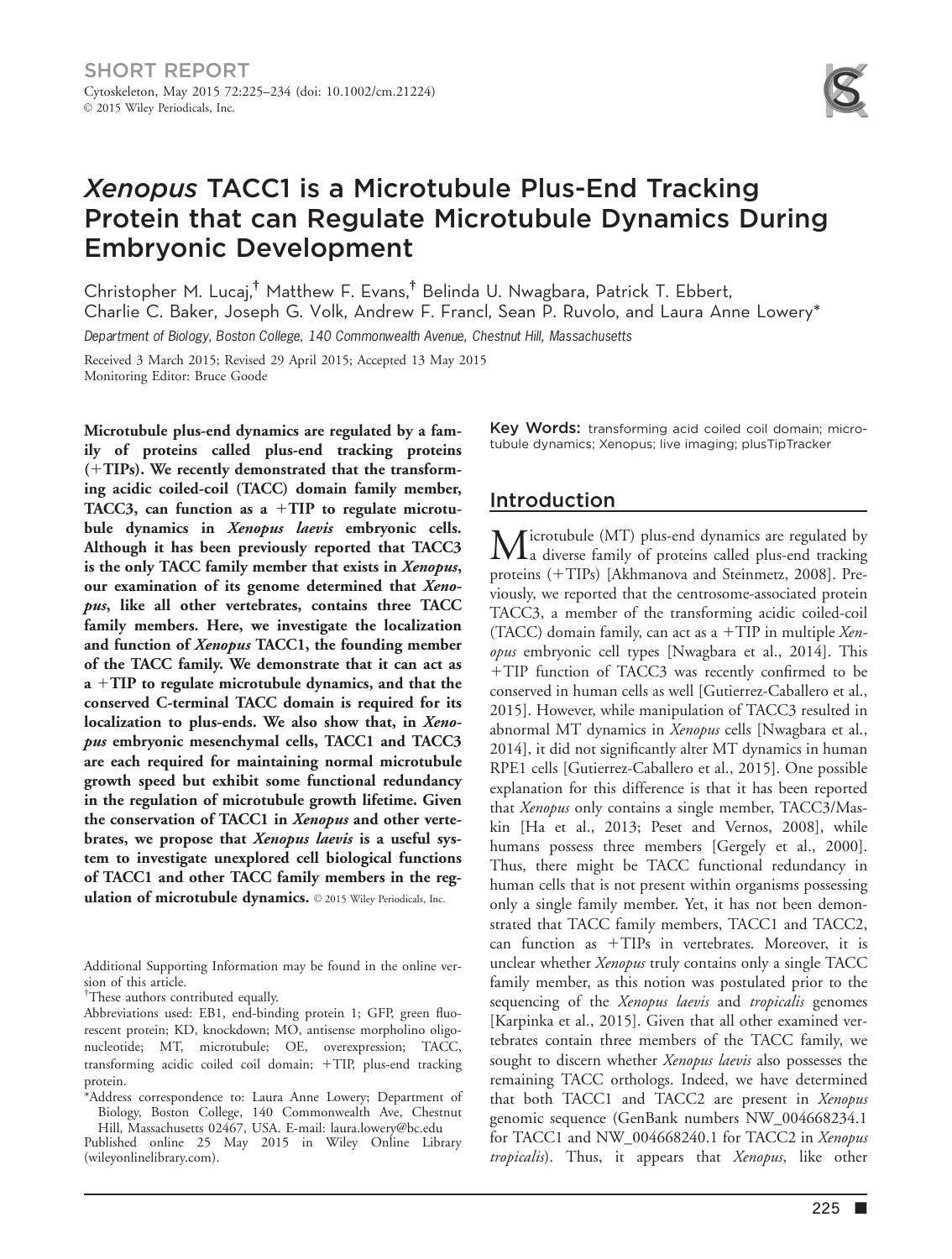SHORT REPORT

# *Xenopus* TACC1 is a Microtubule Plus-End Tracking Protein that can Regulate Microtubule Dynamics During Embryonic Development

Christopher M. Lucaj,† Matthew F. Evans,† Belinda U. Nwagbara, Patrick T. Ebbert, Charlie C. Baker, Joseph G. Volk, Andrew F. Francl, Sean P. Ruvolo, and Laura Anne Lowery*

*Department of Biology, Boston College, 140 Commonwealth Avenue, Chestnut Hill, Massachusetts*

Received 3 March 2015; Revised 29 April 2015; Accepted 13 May 2015
Monitoring Editor: Bruce Goode

**Microtubule plus-end dynamics are regulated by a family of proteins called plus-end tracking proteins (+TIPs). We recently demonstrated that the transforming acidic coiled-coil (TACC) domain family member, TACC3, can function as a +TIP to regulate microtubule dynamics in *Xenopus laevis* embryonic cells. Although it has been previously reported that TACC3 is the only TACC family member that exists in *Xenopus*, our examination of its genome determined that *Xenopus*, like all other vertebrates, contains three TACC family members. Here, we investigate the localization and function of *Xenopus* TACC1, the founding member of the TACC family. We demonstrate that it can act as a +TIP to regulate microtubule dynamics, and that the conserved C-terminal TACC domain is required for its localization to plus-ends. We also show that, in *Xenopus* embryonic mesenchymal cells, TACC1 and TACC3 are each required for maintaining normal microtubule growth speed but exhibit some functional redundancy in the regulation of microtubule growth lifetime. Given the conservation of TACC1 in *Xenopus* and other vertebrates, we propose that *Xenopus laevis* is a useful system to investigate unexplored cell biological functions of TACC1 and other TACC family members in the regulation of microtubule dynamics.** © 2015 Wiley Periodicals, Inc.

Key Words: transforming acidic coiled coil domain; microtubule dynamics; Xenopus; live imaging; plusTipTracker

## Introduction

Microtubule (MT) plus-end dynamics are regulated by a diverse family of proteins called plus-end tracking proteins (+TIPs) [Akhmanova and Steinmetz, 2008]. Previously, we reported that the centrosome-associated protein TACC3, a member of the transforming acidic coiled-coil (TACC) domain family, can act as a +TIP in multiple *Xenopus* embryonic cell types [Nwagbara et al., 2014]. This +TIP function of TACC3 was recently confirmed to be conserved in human cells as well [Gutierrez-Caballero et al., 2015]. However, while manipulation of TACC3 resulted in abnormal MT dynamics in *Xenopus* cells [Nwagbara et al., 2014], it did not significantly alter MT dynamics in human RPE1 cells [Gutierrez-Caballero et al., 2015]. One possible explanation for this difference is that it has been reported that *Xenopus* only contains a single member, TACC3/Maskin [Ha et al., 2013; Peset and Vernos, 2008], while humans possess three members [Gergely et al., 2000]. Thus, there might be TACC functional redundancy in human cells that is not present within organisms possessing only a single family member. Yet, it has not been demonstrated that TACC family members, TACC1 and TACC2, can function as +TIPs in vertebrates. Moreover, it is unclear whether *Xenopus* truly contains only a single TACC family member, as this notion was postulated prior to the sequencing of the *Xenopus laevis* and *tropicalis* genomes [Karpinka et al., 2015]. Given that all other examined vertebrates contain three members of the TACC family, we sought to discern whether *Xenopus laevis* also possesses the remaining TACC orthologs. Indeed, we have determined that both TACC1 and TACC2 are present in *Xenopus* genomic sequence (GenBank numbers NW_004668234.1 for TACC1 and NW_004668240.1 for TACC2 in *Xenopus tropicalis*). Thus, it appears that *Xenopus*, like other

---

Additional Supporting Information may be found in the online version of this article.

†These authors contributed equally.

Abbreviations used: EB1, end-binding protein 1; GFP, green fluorescent protein; KD, knockdown; MO, antisense morpholino oligonucleotide; MT, microtubule; OE, overexpression; TACC, transforming acidic coiled coil domain; +TIP, plus-end tracking protein.

*Address correspondence to: Laura Anne Lowery; Department of Biology, Boston College, 140 Commonwealth Ave, Chestnut Hill, Massachusetts 02467, USA. E-mail: laura.lowery@bc.edu

Published online 25 May 2015 in Wiley Online Library (wileyonlinelibrary.com).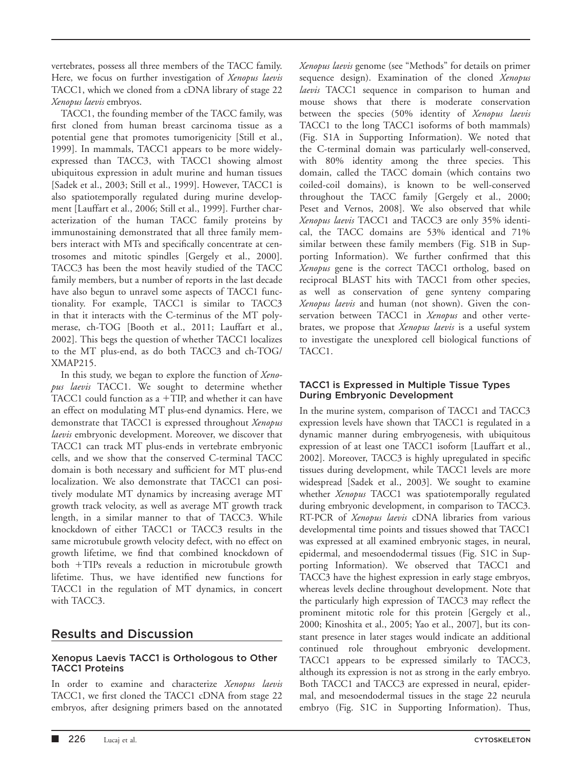vertebrates, possess all three members of the TACC family. Here, we focus on further investigation of *Xenopus laevis* TACC1, which we cloned from a cDNA library of stage 22 *Xenopus laevis* embryos.

TACC1, the founding member of the TACC family, was first cloned from human breast carcinoma tissue as a potential gene that promotes tumorigenicity [Still et al., 1999]. In mammals, TACC1 appears to be more widely-expressed than TACC3, with TACC1 showing almost ubiquitous expression in adult murine and human tissues [Sadek et al., 2003; Still et al., 1999]. However, TACC1 is also spatiotemporally regulated during murine development [Lauffart et al., 2006; Still et al., 1999]. Further characterization of the human TACC family proteins by immunostaining demonstrated that all three family members interact with MTs and specifically concentrate at centrosomes and mitotic spindles [Gergely et al., 2000]. TACC3 has been the most heavily studied of the TACC family members, but a number of reports in the last decade have also begun to unravel some aspects of TACC1 functionality. For example, TACC1 is similar to TACC3 in that it interacts with the C-terminus of the MT polymerase, ch-TOG [Booth et al., 2011; Lauffart et al., 2002]. This begs the question of whether TACC1 localizes to the MT plus-end, as do both TACC3 and ch-TOG/XMAP215.

In this study, we began to explore the function of *Xenopus laevis* TACC1. We sought to determine whether TACC1 could function as a +TIP, and whether it can have an effect on modulating MT plus-end dynamics. Here, we demonstrate that TACC1 is expressed throughout *Xenopus laevis* embryonic development. Moreover, we discover that TACC1 can track MT plus-ends in vertebrate embryonic cells, and we show that the conserved C-terminal TACC domain is both necessary and sufficient for MT plus-end localization. We also demonstrate that TACC1 can positively modulate MT dynamics by increasing average MT growth track velocity, as well as average MT growth track length, in a similar manner to that of TACC3. While knockdown of either TACC1 or TACC3 results in the same microtubule growth velocity defect, with no effect on growth lifetime, we find that combined knockdown of both +TIPs reveals a reduction in microtubule growth lifetime. Thus, we have identified new functions for TACC1 in the regulation of MT dynamics, in concert with TACC3.

## Results and Discussion

### Xenopus Laevis TACC1 is Orthologous to Other TACC1 Proteins

In order to examine and characterize *Xenopus laevis* TACC1, we first cloned the TACC1 cDNA from stage 22 embryos, after designing primers based on the annotated *Xenopus laevis* genome (see "Methods" for details on primer sequence design). Examination of the cloned *Xenopus laevis* TACC1 sequence in comparison to human and mouse shows that there is moderate conservation between the species (50% identity of *Xenopus laevis* TACC1 to the long TACC1 isoforms of both mammals) (Fig. S1A in Supporting Information). We noted that the C-terminal domain was particularly well-conserved, with 80% identity among the three species. This domain, called the TACC domain (which contains two coiled-coil domains), is known to be well-conserved throughout the TACC family [Gergely et al., 2000; Peset and Vernos, 2008]. We also observed that while *Xenopus laevis* TACC1 and TACC3 are only 35% identical, the TACC domains are 53% identical and 71% similar between these family members (Fig. S1B in Supporting Information). We further confirmed that this *Xenopus* gene is the correct TACC1 ortholog, based on reciprocal BLAST hits with TACC1 from other species, as well as conservation of gene synteny comparing *Xenopus laevis* and human (not shown). Given the conservation between TACC1 in *Xenopus* and other vertebrates, we propose that *Xenopus laevis* is a useful system to investigate the unexplored cell biological functions of TACC1.

### TACC1 is Expressed in Multiple Tissue Types During Embryonic Development

In the murine system, comparison of TACC1 and TACC3 expression levels have shown that TACC1 is regulated in a dynamic manner during embryogenesis, with ubiquitous expression of at least one TACC1 isoform [Lauffart et al., 2002]. Moreover, TACC3 is highly upregulated in specific tissues during development, while TACC1 levels are more widespread [Sadek et al., 2003]. We sought to examine whether *Xenopus* TACC1 was spatiotemporally regulated during embryonic development, in comparison to TACC3. RT-PCR of *Xenopus laevis* cDNA libraries from various developmental time points and tissues showed that TACC1 was expressed at all examined embryonic stages, in neural, epidermal, and mesoendodermal tissues (Fig. S1C in Supporting Information). We observed that TACC1 and TACC3 have the highest expression in early stage embryos, whereas levels decline throughout development. Note that the particularly high expression of TACC3 may reflect the prominent mitotic role for this protein [Gergely et al., 2000; Kinoshita et al., 2005; Yao et al., 2007], but its constant presence in later stages would indicate an additional continued role throughout embryonic development. TACC1 appears to be expressed similarly to TACC3, although its expression is not as strong in the early embryo. Both TACC1 and TACC3 are expressed in neural, epidermal, and mesoendodermal tissues in the stage 22 neurula embryo (Fig. S1C in Supporting Information). Thus,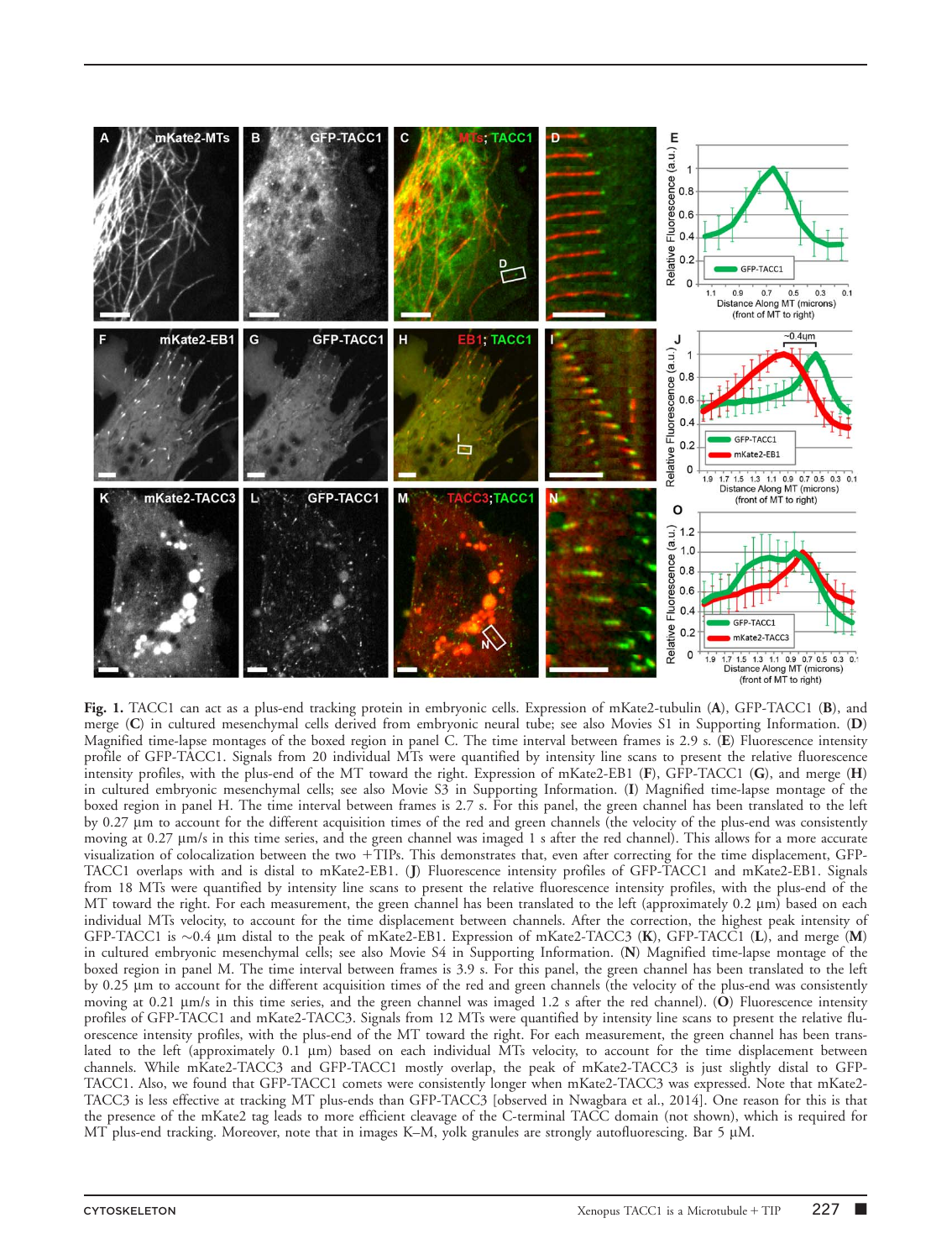**Fig. 1.** TACC1 can act as a plus-end tracking protein in embryonic cells. Expression of mKate2-tubulin (**A**), GFP-TACC1 (**B**), and merge (**C**) in cultured mesenchymal cells derived from embryonic neural tube; see also Movies S1 in Supporting Information. (**D**) Magnified time-lapse montages of the boxed region in panel C. The time interval between frames is 2.9 s. (**E**) Fluorescence intensity profile of GFP-TACC1. Signals from 20 individual MTs were quantified by intensity line scans to present the relative fluorescence intensity profiles, with the plus-end of the MT toward the right. Expression of mKate2-EB1 (**F**), GFP-TACC1 (**G**), and merge (**H**) in cultured embryonic mesenchymal cells; see also Movie S3 in Supporting Information. (**I**) Magnified time-lapse montage of the boxed region in panel H. The time interval between frames is 2.7 s. For this panel, the green channel has been translated to the left by 0.27 μm to account for the different acquisition times of the red and green channels (the velocity of the plus-end was consistently moving at 0.27 μm/s in this time series, and the green channel was imaged 1 s after the red channel). This allows for a more accurate visualization of colocalization between the two +TIPs. This demonstrates that, even after correcting for the time displacement, GFP-TACC1 overlaps with and is distal to mKate2-EB1. (**J**) Fluorescence intensity profiles of GFP-TACC1 and mKate2-EB1. Signals from 18 MTs were quantified by intensity line scans to present the relative fluorescence intensity profiles, with the plus-end of the MT toward the right. For each measurement, the green channel has been translated to the left (approximately 0.2 μm) based on each individual MTs velocity, to account for the time displacement between channels. After the correction, the highest peak intensity of GFP-TACC1 is ~0.4 μm distal to the peak of mKate2-EB1. Expression of mKate2-TACC3 (**K**), GFP-TACC1 (**L**), and merge (**M**) in cultured embryonic mesenchymal cells; see also Movie S4 in Supporting Information. (**N**) Magnified time-lapse montage of the boxed region in panel M. The time interval between frames is 3.9 s. For this panel, the green channel has been translated to the left by 0.25 μm to account for the different acquisition times of the red and green channels (the velocity of the plus-end was consistently moving at 0.21 μm/s in this time series, and the green channel was imaged 1.2 s after the red channel). (**O**) Fluorescence intensity profiles of GFP-TACC1 and mKate2-TACC3. Signals from 12 MTs were quantified by intensity line scans to present the relative fluorescence intensity profiles, with the plus-end of the MT toward the right. For each measurement, the green channel has been translated to the left (approximately 0.1 μm) based on each individual MTs velocity, to account for the time displacement between channels. While mKate2-TACC3 and GFP-TACC1 mostly overlap, the peak of mKate2-TACC3 is just slightly distal to GFP-TACC1. Also, we found that GFP-TACC1 comets were consistently longer when mKate2-TACC3 was expressed. Note that mKate2-TACC3 is less effective at tracking MT plus-ends than GFP-TACC3 [observed in Nwagbara et al., 2014]. One reason for this is that the presence of the mKate2 tag leads to more efficient cleavage of the C-terminal TACC domain (not shown), which is required for MT plus-end tracking. Moreover, note that in images K–M, yolk granules are strongly autofluorescing. Bar 5 μM.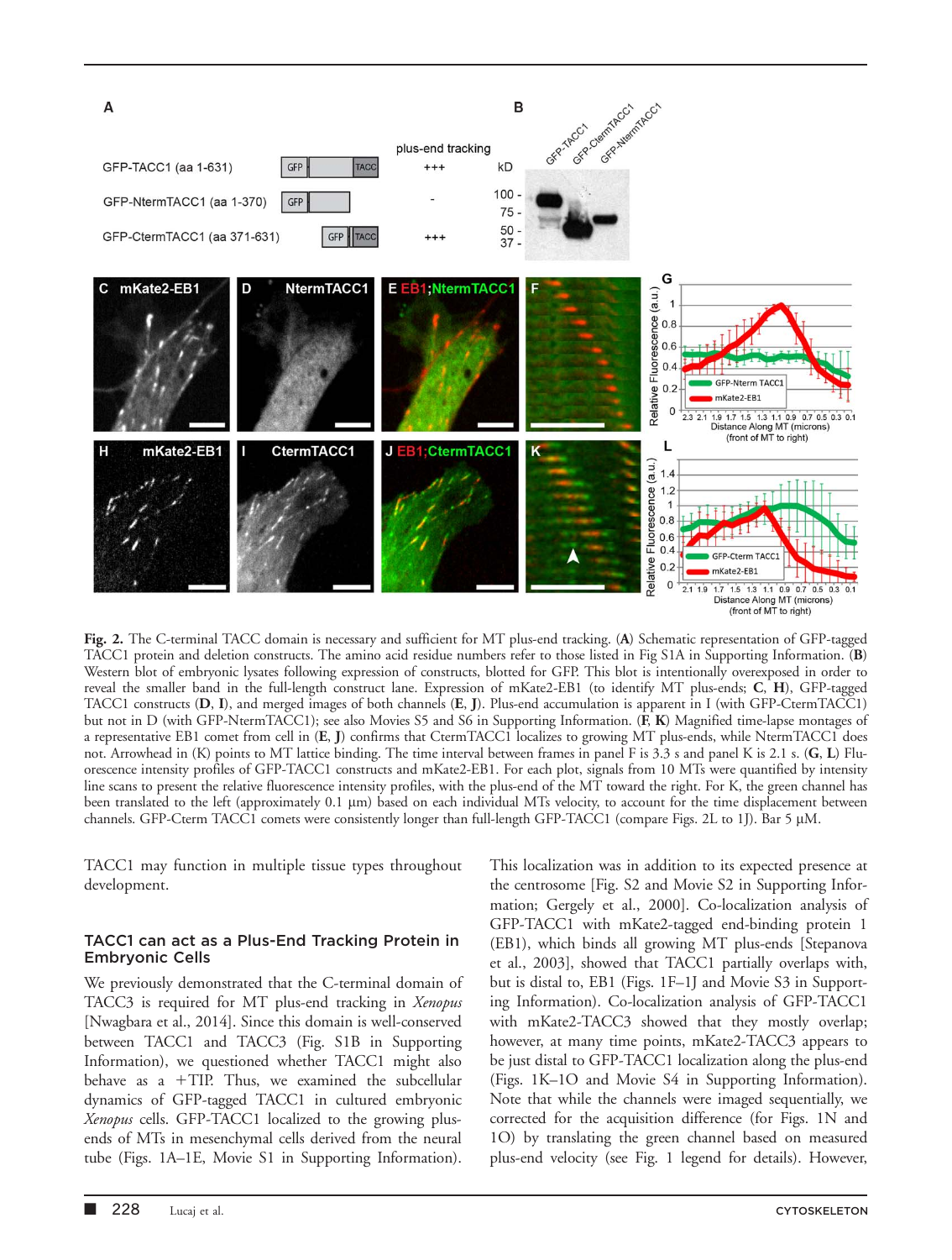Fig. 2. The C-terminal TACC domain is necessary and sufficient for MT plus-end tracking. (**A**) Schematic representation of GFP-tagged TACC1 protein and deletion constructs. The amino acid residue numbers refer to those listed in Fig S1A in Supporting Information. (**B**) Western blot of embryonic lysates following expression of constructs, blotted for GFP. This blot is intentionally overexposed in order to reveal the smaller band in the full-length construct lane. Expression of mKate2-EB1 (to identify MT plus-ends; **C**, **H**), GFP-tagged TACC1 constructs (**D**, **I**), and merged images of both channels (**E**, **J**). Plus-end accumulation is apparent in I (with GFP-CtermTACC1) but not in D (with GFP-NtermTACC1); see also Movies S5 and S6 in Supporting Information. (**F**, **K**) Magnified time-lapse montages of a representative EB1 comet from cell in (**E**, **J**) confirms that CtermTACC1 localizes to growing MT plus-ends, while NtermTACC1 does not. Arrowhead in (K) points to MT lattice binding. The time interval between frames in panel F is 3.3 s and panel K is 2.1 s. (**G**, **L**) Fluorescence intensity profiles of GFP-TACC1 constructs and mKate2-EB1. For each plot, signals from 10 MTs were quantified by intensity line scans to present the relative fluorescence intensity profiles, with the plus-end of the MT toward the right. For K, the green channel has been translated to the left (approximately 0.1 μm) based on each individual MTs velocity, to account for the time displacement between channels. GFP-Cterm TACC1 comets were consistently longer than full-length GFP-TACC1 (compare Figs. 2L to 1J). Bar 5 μM.

TACC1 may function in multiple tissue types throughout development.

### TACC1 can act as a Plus-End Tracking Protein in Embryonic Cells

We previously demonstrated that the C-terminal domain of TACC3 is required for MT plus-end tracking in *Xenopus* [Nwagbara et al., 2014]. Since this domain is well-conserved between TACC1 and TACC3 (Fig. S1B in Supporting Information), we questioned whether TACC1 might also behave as a +TIP. Thus, we examined the subcellular dynamics of GFP-tagged TACC1 in cultured embryonic *Xenopus* cells. GFP-TACC1 localized to the growing plus-ends of MTs in mesenchymal cells derived from the neural tube (Figs. 1A–1E, Movie S1 in Supporting Information). This localization was in addition to its expected presence at the centrosome [Fig. S2 and Movie S2 in Supporting Information; Gergely et al., 2000]. Co-localization analysis of GFP-TACC1 with mKate2-tagged end-binding protein 1 (EB1), which binds all growing MT plus-ends [Stepanova et al., 2003], showed that TACC1 partially overlaps with, but is distal to, EB1 (Figs. 1F–1J and Movie S3 in Supporting Information). Co-localization analysis of GFP-TACC1 with mKate2-TACC3 showed that they mostly overlap; however, at many time points, mKate2-TACC3 appears to be just distal to GFP-TACC1 localization along the plus-end (Figs. 1K–1O and Movie S4 in Supporting Information). Note that while the channels were imaged sequentially, we corrected for the acquisition difference (for Figs. 1N and 1O) by translating the green channel based on measured plus-end velocity (see Fig. 1 legend for details). However,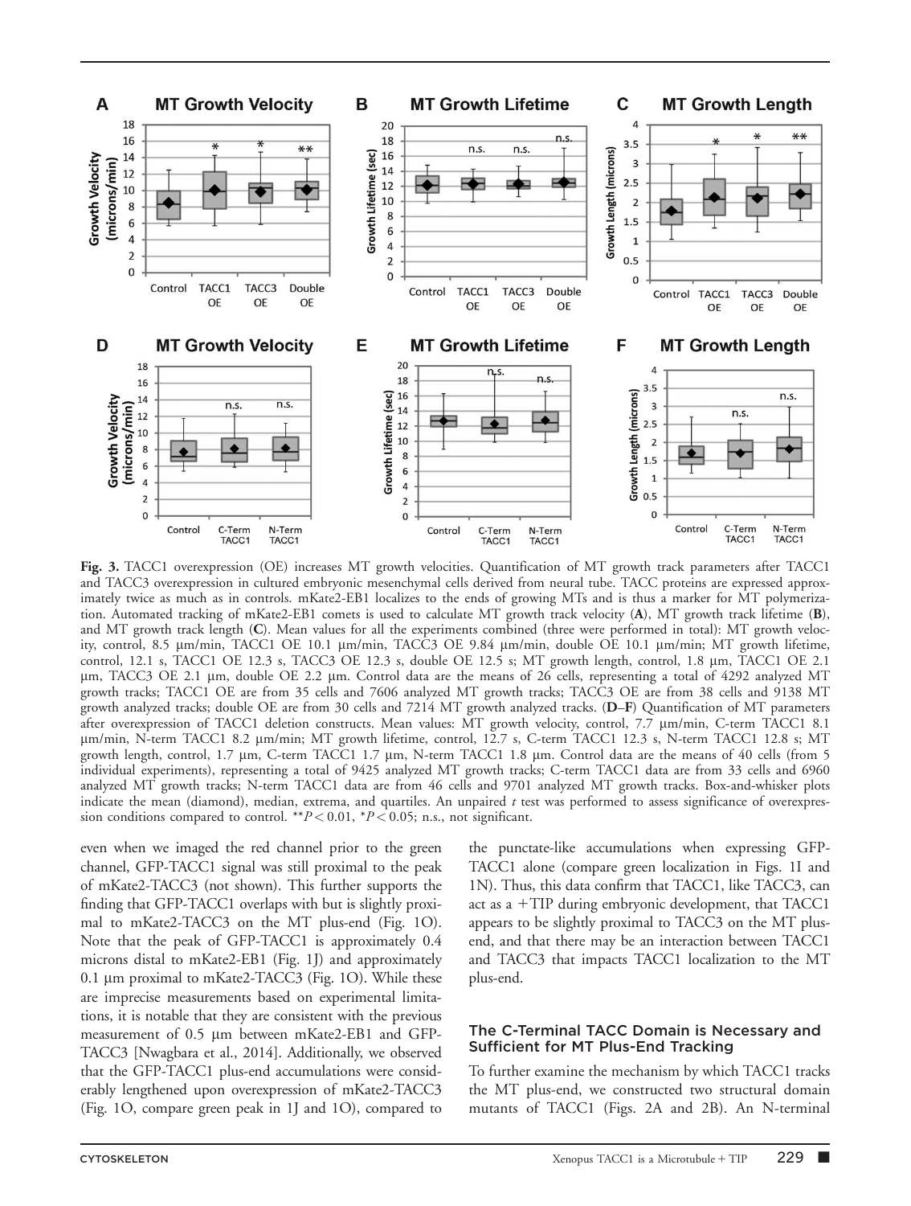**Fig. 3.** TACC1 overexpression (OE) increases MT growth velocities. Quantification of MT growth track parameters after TACC1 and TACC3 overexpression in cultured embryonic mesenchymal cells derived from neural tube. TACC proteins are expressed approximately twice as much as in controls. mKate2-EB1 localizes to the ends of growing MTs and is thus a marker for MT polymerization. Automated tracking of mKate2-EB1 comets is used to calculate MT growth track velocity (**A**), MT growth track lifetime (**B**), and MT growth track length (**C**). Mean values for all the experiments combined (three were performed in total): MT growth velocity, control, 8.5 μm/min, TACC1 OE 10.1 μm/min, TACC3 OE 9.84 μm/min, double OE 10.1 μm/min; MT growth lifetime, control, 12.1 s, TACC1 OE 12.3 s, TACC3 OE 12.3 s, double OE 12.5 s; MT growth length, control, 1.8 μm, TACC1 OE 2.1 μm, TACC3 OE 2.1 μm, double OE 2.2 μm. Control data are the means of 26 cells, representing a total of 4292 analyzed MT growth tracks; TACC1 OE are from 35 cells and 7606 analyzed MT growth tracks; TACC3 OE are from 38 cells and 9138 MT growth analyzed tracks; double OE are from 30 cells and 7214 MT growth analyzed tracks. (**D**–**F**) Quantification of MT parameters after overexpression of TACC1 deletion constructs. Mean values: MT growth velocity, control, 7.7 μm/min, C-term TACC1 8.1 μm/min, N-term TACC1 8.2 μm/min; MT growth lifetime, control, 12.7 s, C-term TACC1 12.3 s, N-term TACC1 12.8 s; MT growth length, control, 1.7 μm, C-term TACC1 1.7 μm, N-term TACC1 1.8 μm. Control data are the means of 40 cells (from 5 individual experiments), representing a total of 9425 analyzed MT growth tracks; C-term TACC1 data are from 33 cells and 6960 analyzed MT growth tracks; N-term TACC1 data are from 46 cells and 9701 analyzed MT growth tracks. Box-and-whisker plots indicate the mean (diamond), median, extrema, and quartiles. An unpaired *t* test was performed to assess significance of overexpression conditions compared to control. $^{**}P < 0.01$, $^{*}P < 0.05$; n.s., not significant.

even when we imaged the red channel prior to the green channel, GFP-TACC1 signal was still proximal to the peak of mKate2-TACC3 (not shown). This further supports the finding that GFP-TACC1 overlaps with but is slightly proximal to mKate2-TACC3 on the MT plus-end (Fig. 1O). Note that the peak of GFP-TACC1 is approximately 0.4 microns distal to mKate2-EB1 (Fig. 1J) and approximately 0.1 μm proximal to mKate2-TACC3 (Fig. 1O). While these are imprecise measurements based on experimental limitations, it is notable that they are consistent with the previous measurement of 0.5 μm between mKate2-EB1 and GFP-TACC3 [Nwagbara et al., 2014]. Additionally, we observed that the GFP-TACC1 plus-end accumulations were considerably lengthened upon overexpression of mKate2-TACC3 (Fig. 1O, compare green peak in 1J and 1O), compared to the punctate-like accumulations when expressing GFP-TACC1 alone (compare green localization in Figs. 1I and 1N). Thus, this data confirm that TACC1, like TACC3, can act as a +TIP during embryonic development, that TACC1 appears to be slightly proximal to TACC3 on the MT plus-end, and that there may be an interaction between TACC1 and TACC3 that impacts TACC1 localization to the MT plus-end.

### The C-Terminal TACC Domain is Necessary and Sufficient for MT Plus-End Tracking

To further examine the mechanism by which TACC1 tracks the MT plus-end, we constructed two structural domain mutants of TACC1 (Figs. 2A and 2B). An N-terminal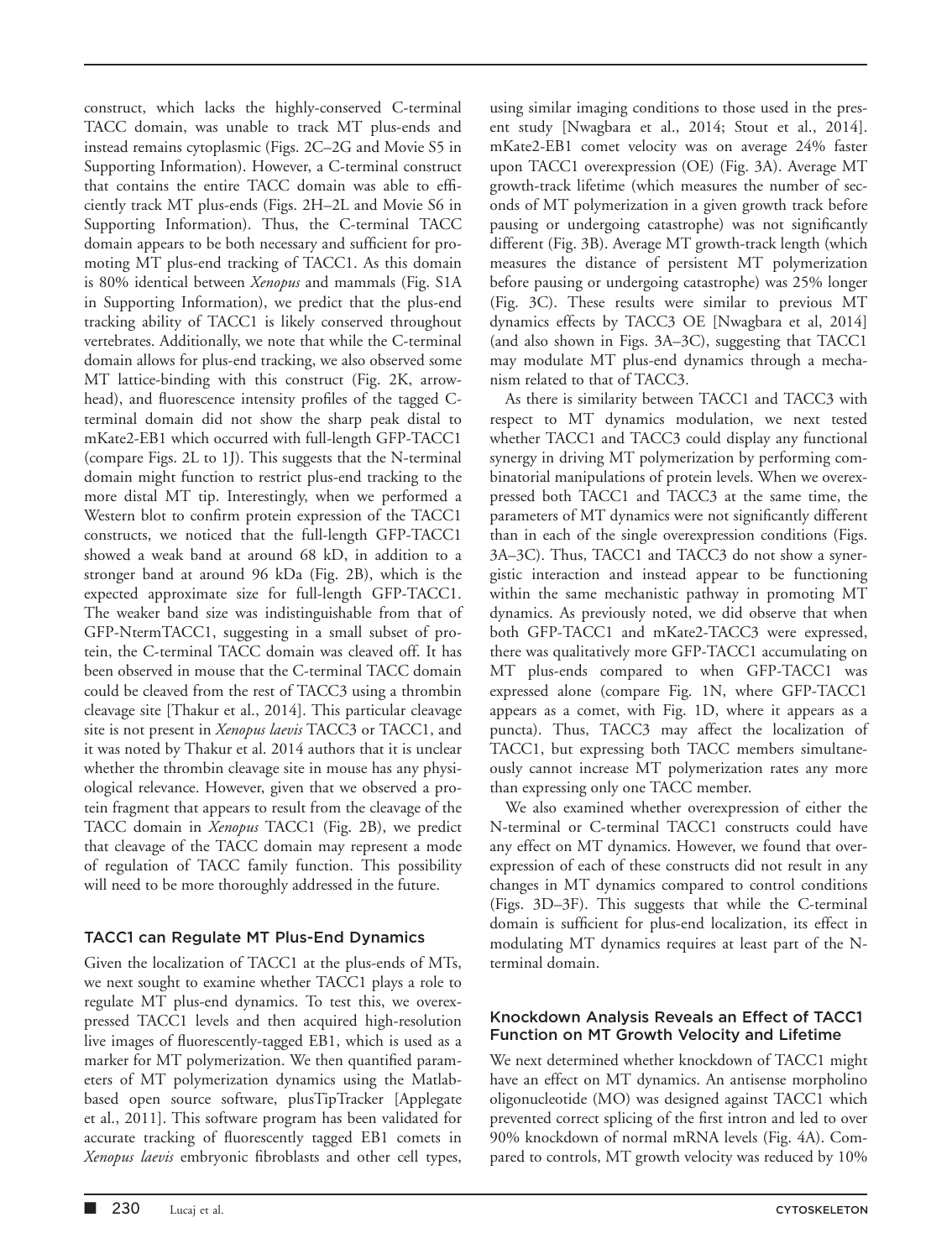construct, which lacks the highly-conserved C-terminal TACC domain, was unable to track MT plus-ends and instead remains cytoplasmic (Figs. 2C–2G and Movie S5 in Supporting Information). However, a C-terminal construct that contains the entire TACC domain was able to efficiently track MT plus-ends (Figs. 2H–2L and Movie S6 in Supporting Information). Thus, the C-terminal TACC domain appears to be both necessary and sufficient for promoting MT plus-end tracking of TACC1. As this domain is 80% identical between *Xenopus* and mammals (Fig. S1A in Supporting Information), we predict that the plus-end tracking ability of TACC1 is likely conserved throughout vertebrates. Additionally, we note that while the C-terminal domain allows for plus-end tracking, we also observed some MT lattice-binding with this construct (Fig. 2K, arrowhead), and fluorescence intensity profiles of the tagged C-terminal domain did not show the sharp peak distal to mKate2-EB1 which occurred with full-length GFP-TACC1 (compare Figs. 2L to 1J). This suggests that the N-terminal domain might function to restrict plus-end tracking to the more distal MT tip. Interestingly, when we performed a Western blot to confirm protein expression of the TACC1 constructs, we noticed that the full-length GFP-TACC1 showed a weak band at around 68 kD, in addition to a stronger band at around 96 kDa (Fig. 2B), which is the expected approximate size for full-length GFP-TACC1. The weaker band size was indistinguishable from that of GFP-NtermTACC1, suggesting in a small subset of protein, the C-terminal TACC domain was cleaved off. It has been observed in mouse that the C-terminal TACC domain could be cleaved from the rest of TACC3 using a thrombin cleavage site [Thakur et al., 2014]. This particular cleavage site is not present in *Xenopus laevis* TACC3 or TACC1, and it was noted by Thakur et al. 2014 authors that it is unclear whether the thrombin cleavage site in mouse has any physiological relevance. However, given that we observed a protein fragment that appears to result from the cleavage of the TACC domain in *Xenopus* TACC1 (Fig. 2B), we predict that cleavage of the TACC domain may represent a mode of regulation of TACC family function. This possibility will need to be more thoroughly addressed in the future.

## TACC1 can Regulate MT Plus-End Dynamics

Given the localization of TACC1 at the plus-ends of MTs, we next sought to examine whether TACC1 plays a role to regulate MT plus-end dynamics. To test this, we overexpressed TACC1 levels and then acquired high-resolution live images of fluorescently-tagged EB1, which is used as a marker for MT polymerization. We then quantified parameters of MT polymerization dynamics using the Matlab-based open source software, plusTipTracker [Applegate et al., 2011]. This software program has been validated for accurate tracking of fluorescently tagged EB1 comets in *Xenopus laevis* embryonic fibroblasts and other cell types, using similar imaging conditions to those used in the present study [Nwagbara et al., 2014; Stout et al., 2014]. mKate2-EB1 comet velocity was on average 24% faster upon TACC1 overexpression (OE) (Fig. 3A). Average MT growth-track lifetime (which measures the number of seconds of MT polymerization in a given growth track before pausing or undergoing catastrophe) was not significantly different (Fig. 3B). Average MT growth-track length (which measures the distance of persistent MT polymerization before pausing or undergoing catastrophe) was 25% longer (Fig. 3C). These results were similar to previous MT dynamics effects by TACC3 OE [Nwagbara et al, 2014] (and also shown in Figs. 3A–3C), suggesting that TACC1 may modulate MT plus-end dynamics through a mechanism related to that of TACC3.

As there is similarity between TACC1 and TACC3 with respect to MT dynamics modulation, we next tested whether TACC1 and TACC3 could display any functional synergy in driving MT polymerization by performing combinatorial manipulations of protein levels. When we overexpressed both TACC1 and TACC3 at the same time, the parameters of MT dynamics were not significantly different than in each of the single overexpression conditions (Figs. 3A–3C). Thus, TACC1 and TACC3 do not show a synergistic interaction and instead appear to be functioning within the same mechanistic pathway in promoting MT dynamics. As previously noted, we did observe that when both GFP-TACC1 and mKate2-TACC3 were expressed, there was qualitatively more GFP-TACC1 accumulating on MT plus-ends compared to when GFP-TACC1 was expressed alone (compare Fig. 1N, where GFP-TACC1 appears as a comet, with Fig. 1D, where it appears as a puncta). Thus, TACC3 may affect the localization of TACC1, but expressing both TACC members simultaneously cannot increase MT polymerization rates any more than expressing only one TACC member.

We also examined whether overexpression of either the N-terminal or C-terminal TACC1 constructs could have any effect on MT dynamics. However, we found that overexpression of each of these constructs did not result in any changes in MT dynamics compared to control conditions (Figs. 3D–3F). This suggests that while the C-terminal domain is sufficient for plus-end localization, its effect in modulating MT dynamics requires at least part of the N-terminal domain.

### Knockdown Analysis Reveals an Effect of TACC1 Function on MT Growth Velocity and Lifetime

We next determined whether knockdown of TACC1 might have an effect on MT dynamics. An antisense morpholino oligonucleotide (MO) was designed against TACC1 which prevented correct splicing of the first intron and led to over 90% knockdown of normal mRNA levels (Fig. 4A). Compared to controls, MT growth velocity was reduced by 10%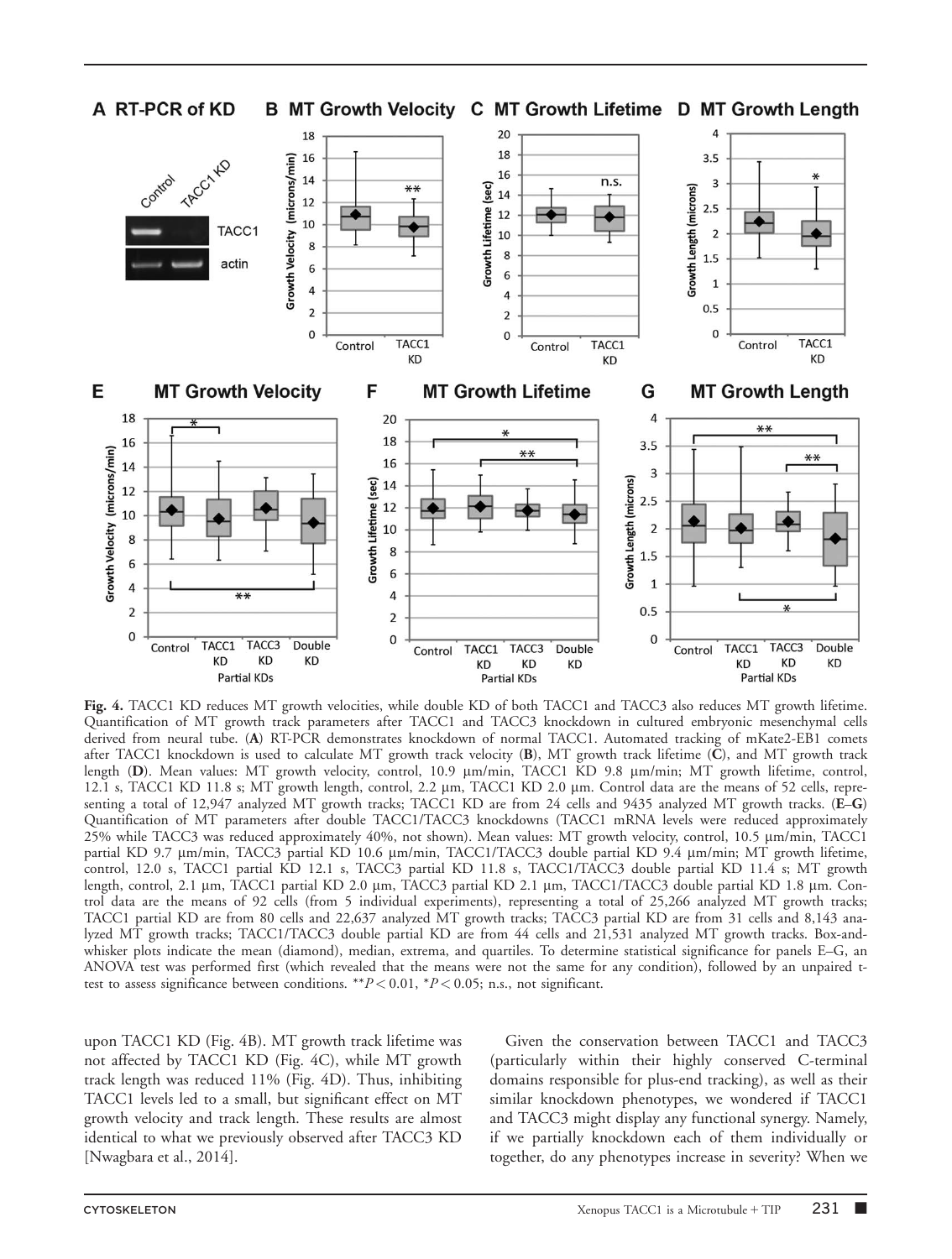**Fig. 4.** TACC1 KD reduces MT growth velocities, while double KD of both TACC1 and TACC3 also reduces MT growth lifetime. Quantification of MT growth track parameters after TACC1 and TACC3 knockdown in cultured embryonic mesenchymal cells derived from neural tube. (**A**) RT-PCR demonstrates knockdown of normal TACC1. Automated tracking of mKate2-EB1 comets after TACC1 knockdown is used to calculate MT growth track velocity (**B**), MT growth track lifetime (**C**), and MT growth track length (**D**). Mean values: MT growth velocity, control, 10.9 μm/min, TACC1 KD 9.8 μm/min; MT growth lifetime, control, 12.1 s, TACC1 KD 11.8 s; MT growth length, control, 2.2 μm, TACC1 KD 2.0 μm. Control data are the means of 52 cells, representing a total of 12,947 analyzed MT growth tracks; TACC1 KD are from 24 cells and 9435 analyzed MT growth tracks. (**E**–**G**) Quantification of MT parameters after double TACC1/TACC3 knockdowns (TACC1 mRNA levels were reduced approximately 25% while TACC3 was reduced approximately 40%, not shown). Mean values: MT growth velocity, control, 10.5 μm/min, TACC1 partial KD 9.7 μm/min, TACC3 partial KD 10.6 μm/min, TACC1/TACC3 double partial KD 9.4 μm/min; MT growth lifetime, control, 12.0 s, TACC1 partial KD 12.1 s, TACC3 partial KD 11.8 s, TACC1/TACC3 double partial KD 11.4 s; MT growth length, control, 2.1 μm, TACC1 partial KD 2.0 μm, TACC3 partial KD 2.1 μm, TACC1/TACC3 double partial KD 1.8 μm. Control data are the means of 92 cells (from 5 individual experiments), representing a total of 25,266 analyzed MT growth tracks; TACC1 partial KD are from 80 cells and 22,637 analyzed MT growth tracks; TACC3 partial KD are from 31 cells and 8,143 analyzed MT growth tracks; TACC1/TACC3 double partial KD are from 44 cells and 21,531 analyzed MT growth tracks. Box-and-whisker plots indicate the mean (diamond), median, extrema, and quartiles. To determine statistical significance for panels E–G, an ANOVA test was performed first (which revealed that the means were not the same for any condition), followed by an unpaired t-test to assess significance between conditions. **$P < 0.01$, *$P < 0.05$; n.s., not significant.

upon TACC1 KD (Fig. 4B). MT growth track lifetime was not affected by TACC1 KD (Fig. 4C), while MT growth track length was reduced 11% (Fig. 4D). Thus, inhibiting TACC1 levels led to a small, but significant effect on MT growth velocity and track length. These results are almost identical to what we previously observed after TACC3 KD [Nwagbara et al., 2014].

Given the conservation between TACC1 and TACC3 (particularly within their highly conserved C-terminal domains responsible for plus-end tracking), as well as their similar knockdown phenotypes, we wondered if TACC1 and TACC3 might display any functional synergy. Namely, if we partially knockdown each of them individually or together, do any phenotypes increase in severity? When we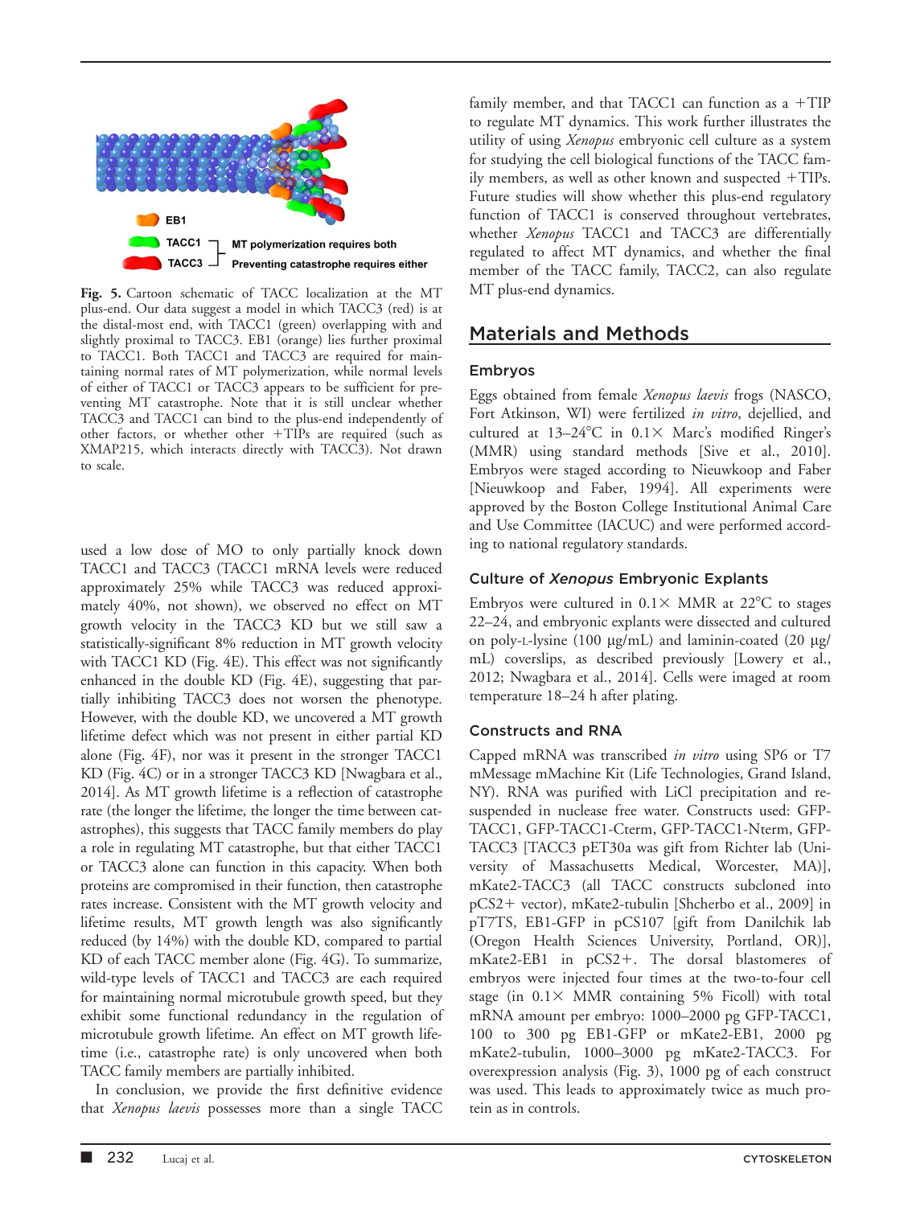EB1

TACC1 — MT polymerization requires both

TACC3 — Preventing catastrophe requires either

**Fig. 5.** Cartoon schematic of TACC localization at the MT plus-end. Our data suggest a model in which TACC3 (red) is at the distal-most end, with TACC1 (green) overlapping with and slightly proximal to TACC3. EB1 (orange) lies further proximal to TACC1. Both TACC1 and TACC3 are required for maintaining normal rates of MT polymerization, while normal levels of either of TACC1 or TACC3 appears to be sufficient for preventing MT catastrophe. Note that it is still unclear whether TACC3 and TACC1 can bind to the plus-end independently of other factors, or whether other +TIPs are required (such as XMAP215, which interacts directly with TACC3). Not drawn to scale.

used a low dose of MO to only partially knock down TACC1 and TACC3 (TACC1 mRNA levels were reduced approximately 25% while TACC3 was reduced approximately 40%, not shown), we observed no effect on MT growth velocity in the TACC3 KD but we still saw a statistically-significant 8% reduction in MT growth velocity with TACC1 KD (Fig. 4E). This effect was not significantly enhanced in the double KD (Fig. 4E), suggesting that partially inhibiting TACC3 does not worsen the phenotype. However, with the double KD, we uncovered a MT growth lifetime defect which was not present in either partial KD alone (Fig. 4F), nor was it present in the stronger TACC1 KD (Fig. 4C) or in a stronger TACC3 KD [Nwagbara et al., 2014]. As MT growth lifetime is a reflection of catastrophe rate (the longer the lifetime, the longer the time between catastrophes), this suggests that TACC family members do play a role in regulating MT catastrophe, but that either TACC1 or TACC3 alone can function in this capacity. When both proteins are compromised in their function, then catastrophe rates increase. Consistent with the MT growth velocity and lifetime results, MT growth length was also significantly reduced (by 14%) with the double KD, compared to partial KD of each TACC member alone (Fig. 4G). To summarize, wild-type levels of TACC1 and TACC3 are each required for maintaining normal microtubule growth speed, but they exhibit some functional redundancy in the regulation of microtubule growth lifetime. An effect on MT growth lifetime (i.e., catastrophe rate) is only uncovered when both TACC family members are partially inhibited.

In conclusion, we provide the first definitive evidence that *Xenopus laevis* possesses more than a single TACC family member, and that TACC1 can function as a +TIP to regulate MT dynamics. This work further illustrates the utility of using *Xenopus* embryonic cell culture as a system for studying the cell biological functions of the TACC family members, as well as other known and suspected +TIPs. Future studies will show whether this plus-end regulatory function of TACC1 is conserved throughout vertebrates, whether *Xenopus* TACC1 and TACC3 are differentially regulated to affect MT dynamics, and whether the final member of the TACC family, TACC2, can also regulate MT plus-end dynamics.

## Materials and Methods

### Embryos

Eggs obtained from female *Xenopus laevis* frogs (NASCO, Fort Atkinson, WI) were fertilized *in vitro*, dejellied, and cultured at 13–24°C in 0.1× Marc's modified Ringer's (MMR) using standard methods [Sive et al., 2010]. Embryos were staged according to Nieuwkoop and Faber [Nieuwkoop and Faber, 1994]. All experiments were approved by the Boston College Institutional Animal Care and Use Committee (IACUC) and were performed according to national regulatory standards.

### Culture of *Xenopus* Embryonic Explants

Embryos were cultured in 0.1× MMR at 22°C to stages 22–24, and embryonic explants were dissected and cultured on poly-L-lysine (100 µg/mL) and laminin-coated (20 µg/mL) coverslips, as described previously [Lowery et al., 2012; Nwagbara et al., 2014]. Cells were imaged at room temperature 18–24 h after plating.

### Constructs and RNA

Capped mRNA was transcribed *in vitro* using SP6 or T7 mMessage mMachine Kit (Life Technologies, Grand Island, NY). RNA was purified with LiCl precipitation and resuspended in nuclease free water. Constructs used: GFP-TACC1, GFP-TACC1-Cterm, GFP-TACC1-Nterm, GFP-TACC3 [TACC3 pET30a was gift from Richter lab (University of Massachusetts Medical, Worcester, MA)], mKate2-TACC3 (all TACC constructs subcloned into pCS2+ vector), mKate2-tubulin [Shcherbo et al., 2009] in pT7TS, EB1-GFP in pCS107 [gift from Danilchik lab (Oregon Health Sciences University, Portland, OR)], mKate2-EB1 in pCS2+. The dorsal blastomeres of embryos were injected four times at the two-to-four cell stage (in 0.1× MMR containing 5% Ficoll) with total mRNA amount per embryo: 1000–2000 pg GFP-TACC1, 100 to 300 pg EB1-GFP or mKate2-EB1, 2000 pg mKate2-tubulin, 1000–3000 pg mKate2-TACC3. For overexpression analysis (Fig. 3), 1000 pg of each construct was used. This leads to approximately twice as much protein as in controls.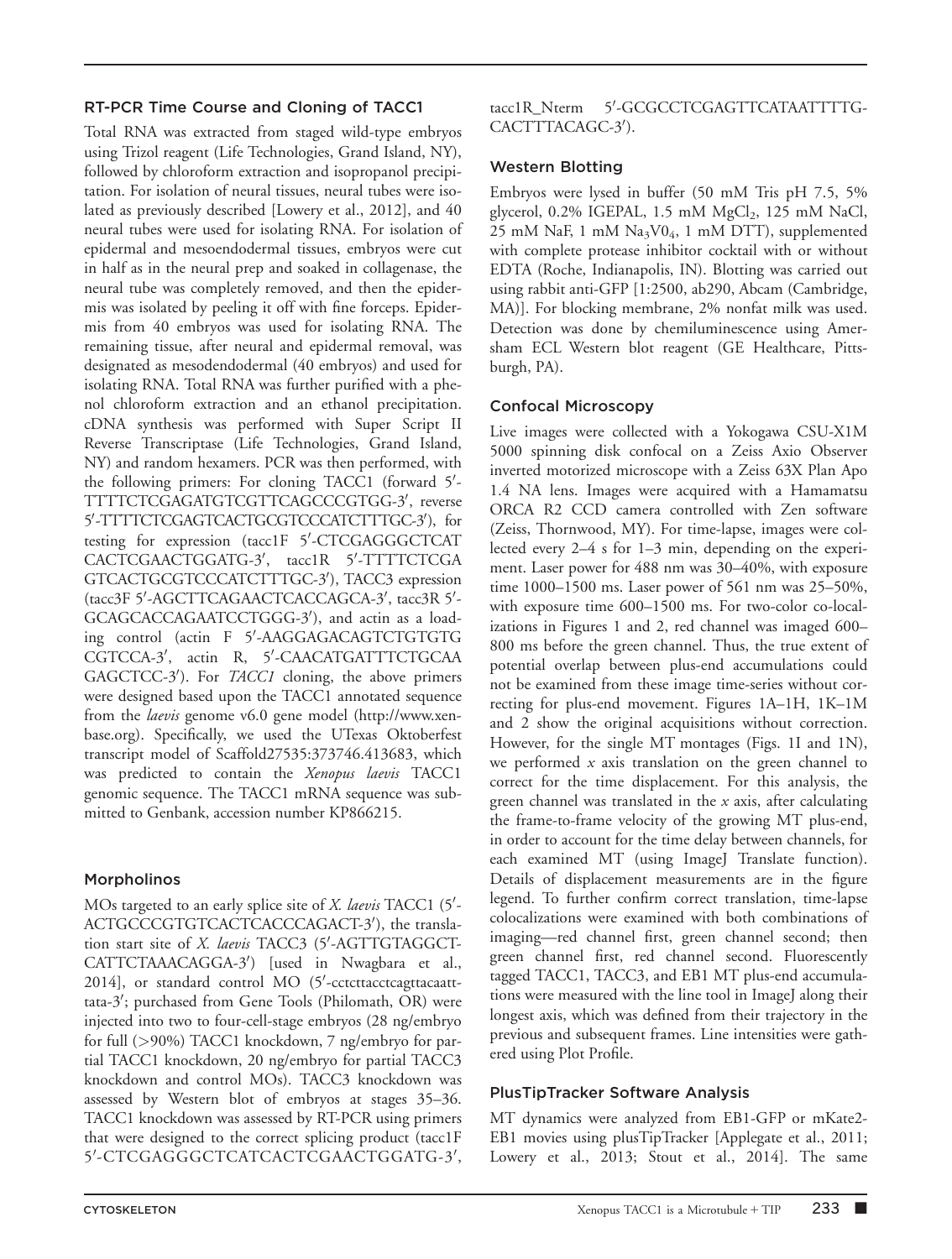### RT-PCR Time Course and Cloning of TACC1

Total RNA was extracted from staged wild-type embryos using Trizol reagent (Life Technologies, Grand Island, NY), followed by chloroform extraction and isopropanol precipitation. For isolation of neural tissues, neural tubes were isolated as previously described [Lowery et al., 2012], and 40 neural tubes were used for isolating RNA. For isolation of epidermal and mesoendodermal tissues, embryos were cut in half as in the neural prep and soaked in collagenase, the neural tube was completely removed, and then the epidermis was isolated by peeling it off with fine forceps. Epidermis from 40 embryos was used for isolating RNA. The remaining tissue, after neural and epidermal removal, was designated as mesodendodermal (40 embryos) and used for isolating RNA. Total RNA was further purified with a phenol chloroform extraction and an ethanol precipitation. cDNA synthesis was performed with Super Script II Reverse Transcriptase (Life Technologies, Grand Island, NY) and random hexamers. PCR was then performed, with the following primers: For cloning TACC1 (forward 5′-TTTTCTCGAGATGTCGTTCAGCCCGTGG-3′, reverse 5′-TTTTCTCGAGTCACTGCGTCCCATCTTTGC-3′), for testing for expression (tacc1F 5′-CTCGAGGGCTCATCACTCGAACTGGATG-3′, tacc1R 5′-TTTTCTCGAGTCACTGCGTCCCATCTTTGC-3′), TACC3 expression (tacc3F 5′-AGCTTCAGAACTCACCAGCA-3′, tacc3R 5′-GCAGCACCAGAATCCTGGG-3′), and actin as a loading control (actin F 5′-AAGGAGACAGTCTGTGTGCGTCCA-3′, actin R, 5′-CAACATGATTTCTGCAAGAGCTCC-3′). For *TACC1* cloning, the above primers were designed based upon the TACC1 annotated sequence from the *laevis* genome v6.0 gene model (http://www.xenbase.org). Specifically, we used the UTexas Oktoberfest transcript model of Scaffold27535:373746.413683, which was predicted to contain the *Xenopus laevis* TACC1 genomic sequence. The TACC1 mRNA sequence was submitted to Genbank, accession number KP866215.

### Morpholinos

MOs targeted to an early splice site of *X. laevis* TACC1 (5′-ACTGCCCGTGTCACTCACCCAGACT-3′), the translation start site of *X. laevis* TACC3 (5′-AGTTGTAGGCTCATTCTAAACAGGA-3′) [used in Nwagbara et al., 2014], or standard control MO (5′-cctcttacctcagttacaatttata-3′; purchased from Gene Tools (Philomath, OR) were injected into two to four-cell-stage embryos (28 ng/embryo for full (>90%) TACC1 knockdown, 7 ng/embryo for partial TACC1 knockdown, 20 ng/embryo for partial TACC3 knockdown and control MOs). TACC3 knockdown was assessed by Western blot of embryos at stages 35–36. TACC1 knockdown was assessed by RT-PCR using primers that were designed to the correct splicing product (tacc1F 5′-CTCGAGGGCTCATCACTCGAACTGGATG-3′, tacc1R_Nterm 5′-GCGCCTCGAGTTCATAATTTTGCACTTTACAGC-3′).

### Western Blotting

Embryos were lysed in buffer (50 mM Tris pH 7.5, 5% glycerol, 0.2% IGEPAL, 1.5 mM $MgCl_2$, 125 mM NaCl, 25 mM NaF, 1 mM $Na_3VO_4$, 1 mM DTT), supplemented with complete protease inhibitor cocktail with or without EDTA (Roche, Indianapolis, IN). Blotting was carried out using rabbit anti-GFP [1:2500, ab290, Abcam (Cambridge, MA)]. For blocking membrane, 2% nonfat milk was used. Detection was done by chemiluminescence using Amersham ECL Western blot reagent (GE Healthcare, Pittsburgh, PA).

### Confocal Microscopy

Live images were collected with a Yokogawa CSU-X1M 5000 spinning disk confocal on a Zeiss Axio Observer inverted motorized microscope with a Zeiss 63X Plan Apo 1.4 NA lens. Images were acquired with a Hamamatsu ORCA R2 CCD camera controlled with Zen software (Zeiss, Thornwood, MY). For time-lapse, images were collected every 2–4 s for 1–3 min, depending on the experiment. Laser power for 488 nm was 30–40%, with exposure time 1000–1500 ms. Laser power of 561 nm was 25–50%, with exposure time 600–1500 ms. For two-color co-localizations in Figures 1 and 2, red channel was imaged 600–800 ms before the green channel. Thus, the true extent of potential overlap between plus-end accumulations could not be examined from these image time-series without correcting for plus-end movement. Figures 1A–1H, 1K–1M and 2 show the original acquisitions without correction. However, for the single MT montages (Figs. 1I and 1N), we performed $x$ axis translation on the green channel to correct for the time displacement. For this analysis, the green channel was translated in the $x$ axis, after calculating the frame-to-frame velocity of the growing MT plus-end, in order to account for the time delay between channels, for each examined MT (using ImageJ Translate function). Details of displacement measurements are in the figure legend. To further confirm correct translation, time-lapse colocalizations were examined with both combinations of imaging—red channel first, green channel second; then green channel first, red channel second. Fluorescently tagged TACC1, TACC3, and EB1 MT plus-end accumulations were measured with the line tool in ImageJ along their longest axis, which was defined from their trajectory in the previous and subsequent frames. Line intensities were gathered using Plot Profile.

### PlusTipTracker Software Analysis

MT dynamics were analyzed from EB1-GFP or mKate2-EB1 movies using plusTipTracker [Applegate et al., 2011; Lowery et al., 2013; Stout et al., 2014]. The same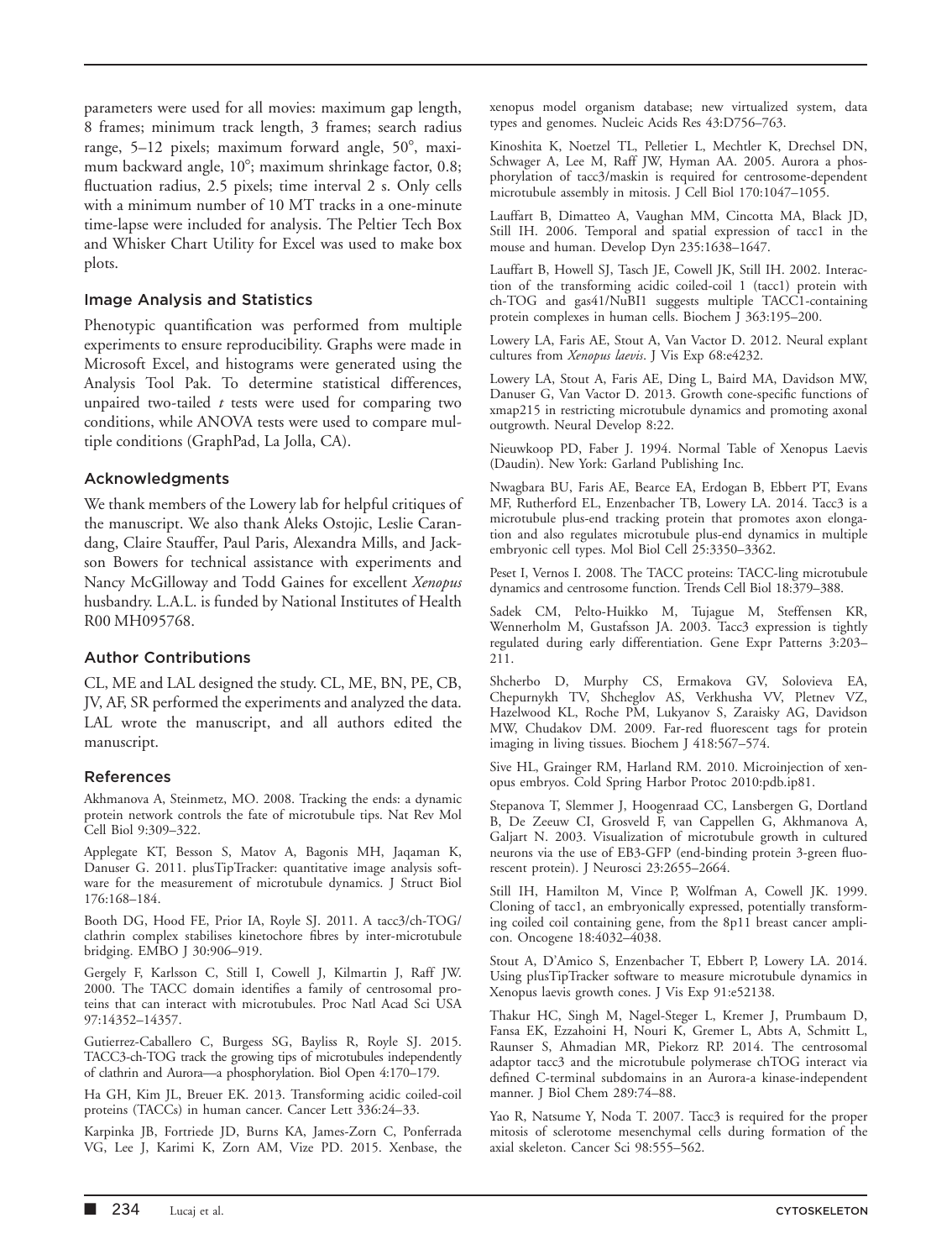parameters were used for all movies: maximum gap length, 8 frames; minimum track length, 3 frames; search radius range, 5–12 pixels; maximum forward angle, 50°, maximum backward angle, 10°; maximum shrinkage factor, 0.8; fluctuation radius, 2.5 pixels; time interval 2 s. Only cells with a minimum number of 10 MT tracks in a one-minute time-lapse were included for analysis. The Peltier Tech Box and Whisker Chart Utility for Excel was used to make box plots.

## Image Analysis and Statistics

Phenotypic quantification was performed from multiple experiments to ensure reproducibility. Graphs were made in Microsoft Excel, and histograms were generated using the Analysis Tool Pak. To determine statistical differences, unpaired two-tailed *t* tests were used for comparing two conditions, while ANOVA tests were used to compare multiple conditions (GraphPad, La Jolla, CA).

## Acknowledgments

We thank members of the Lowery lab for helpful critiques of the manuscript. We also thank Aleks Ostojic, Leslie Carandang, Claire Stauffer, Paul Paris, Alexandra Mills, and Jackson Bowers for technical assistance with experiments and Nancy McGilloway and Todd Gaines for excellent *Xenopus* husbandry. L.A.L. is funded by National Institutes of Health R00 MH095768.

## Author Contributions

CL, ME and LAL designed the study. CL, ME, BN, PE, CB, JV, AF, SR performed the experiments and analyzed the data. LAL wrote the manuscript, and all authors edited the manuscript.

## References

Akhmanova A, Steinmetz, MO. 2008. Tracking the ends: a dynamic protein network controls the fate of microtubule tips. Nat Rev Mol Cell Biol 9:309–322.

Applegate KT, Besson S, Matov A, Bagonis MH, Jaqaman K, Danuser G. 2011. plusTipTracker: quantitative image analysis software for the measurement of microtubule dynamics. J Struct Biol 176:168–184.

Booth DG, Hood FE, Prior IA, Royle SJ. 2011. A tacc3/ch-TOG/clathrin complex stabilises kinetochore fibres by inter-microtubule bridging. EMBO J 30:906–919.

Gergely F, Karlsson C, Still I, Cowell J, Kilmartin J, Raff JW. 2000. The TACC domain identifies a family of centrosomal proteins that can interact with microtubules. Proc Natl Acad Sci USA 97:14352–14357.

Gutierrez-Caballero C, Burgess SG, Bayliss R, Royle SJ. 2015. TACC3-ch-TOG track the growing tips of microtubules independently of clathrin and Aurora—a phosphorylation. Biol Open 4:170–179.

Ha GH, Kim JL, Breuer EK. 2013. Transforming acidic coiled-coil proteins (TACCs) in human cancer. Cancer Lett 336:24–33.

Karpinka JB, Fortriede JD, Burns KA, James-Zorn C, Ponferrada VG, Lee J, Karimi K, Zorn AM, Vize PD. 2015. Xenbase, the xenopus model organism database; new virtualized system, data types and genomes. Nucleic Acids Res 43:D756–763.

Kinoshita K, Noetzel TL, Pelletier L, Mechtler K, Drechsel DN, Schwager A, Lee M, Raff JW, Hyman AA. 2005. Aurora a phosphorylation of tacc3/maskin is required for centrosome-dependent microtubule assembly in mitosis. J Cell Biol 170:1047–1055.

Lauffart B, Dimatteo A, Vaughan MM, Cincotta MA, Black JD, Still IH. 2006. Temporal and spatial expression of tacc1 in the mouse and human. Develop Dyn 235:1638–1647.

Lauffart B, Howell SJ, Tasch JE, Cowell JK, Still IH. 2002. Interaction of the transforming acidic coiled-coil 1 (tacc1) protein with ch-TOG and gas41/NuBI1 suggests multiple TACC1-containing protein complexes in human cells. Biochem J 363:195–200.

Lowery LA, Faris AE, Stout A, Van Vactor D. 2012. Neural explant cultures from *Xenopus laevis*. J Vis Exp 68:e4232.

Lowery LA, Stout A, Faris AE, Ding L, Baird MA, Davidson MW, Danuser G, Van Vactor D. 2013. Growth cone-specific functions of xmap215 in restricting microtubule dynamics and promoting axonal outgrowth. Neural Develop 8:22.

Nieuwkoop PD, Faber J. 1994. Normal Table of Xenopus Laevis (Daudin). New York: Garland Publishing Inc.

Nwagbara BU, Faris AE, Bearce EA, Erdogan B, Ebbert PT, Evans MF, Rutherford EL, Enzenbacher TB, Lowery LA. 2014. Tacc3 is a microtubule plus-end tracking protein that promotes axon elongation and also regulates microtubule plus-end dynamics in multiple embryonic cell types. Mol Biol Cell 25:3350–3362.

Peset I, Vernos I. 2008. The TACC proteins: TACC-ling microtubule dynamics and centrosome function. Trends Cell Biol 18:379–388.

Sadek CM, Pelto-Huikko M, Tujague M, Steffensen KR, Wennerholm M, Gustafsson JA. 2003. Tacc3 expression is tightly regulated during early differentiation. Gene Expr Patterns 3:203–211.

Shcherbo D, Murphy CS, Ermakova GV, Solovieva EA, Chepurnykh TV, Shcheglov AS, Verkhusha VV, Pletnev VZ, Hazelwood KL, Roche PM, Lukyanov S, Zaraisky AG, Davidson MW, Chudakov DM. 2009. Far-red fluorescent tags for protein imaging in living tissues. Biochem J 418:567–574.

Sive HL, Grainger RM, Harland RM. 2010. Microinjection of xenopus embryos. Cold Spring Harbor Protoc 2010:pdb.ip81.

Stepanova T, Slemmer J, Hoogenraad CC, Lansbergen G, Dortland B, De Zeeuw CI, Grosveld F, van Cappellen G, Akhmanova A, Galjart N. 2003. Visualization of microtubule growth in cultured neurons via the use of EB3-GFP (end-binding protein 3-green fluorescent protein). J Neurosci 23:2655–2664.

Still IH, Hamilton M, Vince P, Wolfman A, Cowell JK. 1999. Cloning of tacc1, an embryonically expressed, potentially transforming coiled coil containing gene, from the 8p11 breast cancer amplicon. Oncogene 18:4032–4038.

Stout A, D'Amico S, Enzenbacher T, Ebbert P, Lowery LA. 2014. Using plusTipTracker software to measure microtubule dynamics in Xenopus laevis growth cones. J Vis Exp 91:e52138.

Thakur HC, Singh M, Nagel-Steger L, Kremer J, Prumbaum D, Fansa EK, Ezzahoini H, Nouri K, Gremer L, Abts A, Schmitt L, Raunser S, Ahmadian MR, Piekorz RP. 2014. The centrosomal adaptor tacc3 and the microtubule polymerase chTOG interact via defined C-terminal subdomains in an Aurora-a kinase-independent manner. J Biol Chem 289:74–88.

Yao R, Natsume Y, Noda T. 2007. Tacc3 is required for the proper mitosis of sclerotome mesenchymal cells during formation of the axial skeleton. Cancer Sci 98:555–562.